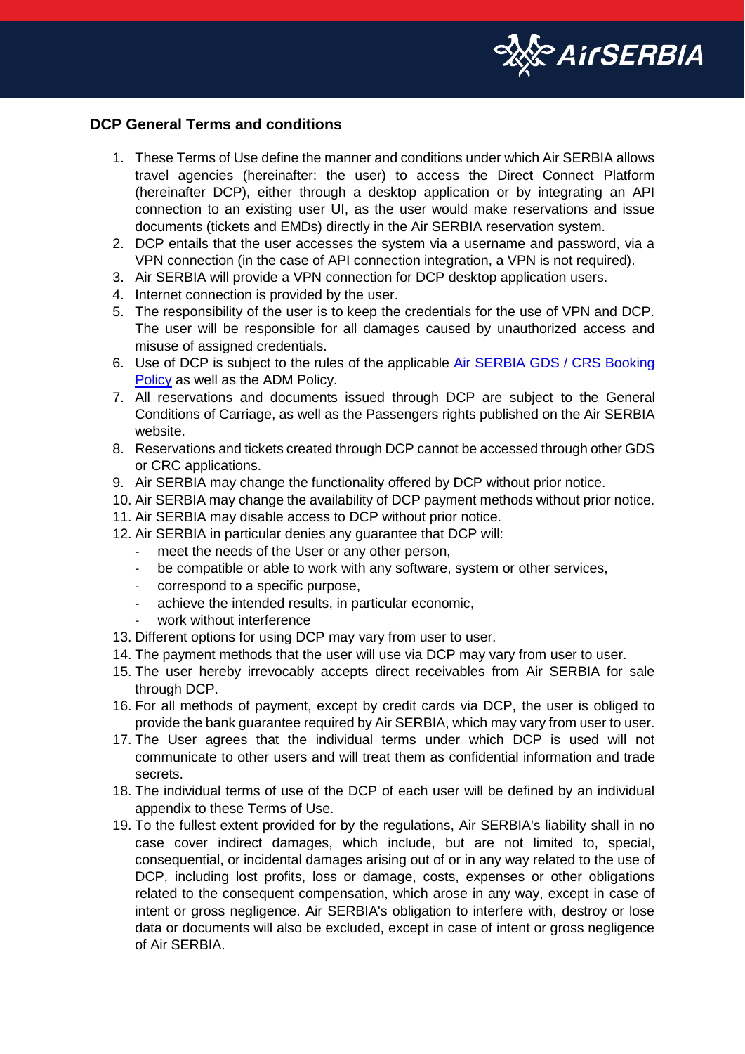## DCP General Terms and conditions

1. These Terms of Use define the manner and conditions under which Air SERBIA allows travel agencies (hereinafter: the user) to access the Direct Connect Platform (hereinafter DCP), either through a desktop application or by integrating an API connection to an existing user UI, as the user would make reservations and issue documents (tickets and EMDs) directly in the Air SERBIA reservation system.
2. DCP entails that the user accesses the system via a username and password, via a VPN connection (in the case of API connection integration, a VPN is not required).
3. Air SERBIA will provide a VPN connection for DCP desktop application users.
4. Internet connection is provided by the user.
5. The responsibility of the user is to keep the credentials for the use of VPN and DCP. The user will be responsible for all damages caused by unauthorized access and misuse of assigned credentials.
6. Use of DCP is subject to the rules of the applicable Air SERBIA GDS / CRS Booking Policy as well as the ADM Policy.
7. All reservations and documents issued through DCP are subject to the General Conditions of Carriage, as well as the Passengers rights published on the Air SERBIA website.
8. Reservations and tickets created through DCP cannot be accessed through other GDS or CRC applications.
9. Air SERBIA may change the functionality offered by DCP without prior notice.
10. Air SERBIA may change the availability of DCP payment methods without prior notice.
11. Air SERBIA may disable access to DCP without prior notice.
12. Air SERBIA in particular denies any guarantee that DCP will:
    - meet the needs of the User or any other person,
    - be compatible or able to work with any software, system or other services,
    - correspond to a specific purpose,
    - achieve the intended results, in particular economic,
    - work without interference
13. Different options for using DCP may vary from user to user.
14. The payment methods that the user will use via DCP may vary from user to user.
15. The user hereby irrevocably accepts direct receivables from Air SERBIA for sale through DCP.
16. For all methods of payment, except by credit cards via DCP, the user is obliged to provide the bank guarantee required by Air SERBIA, which may vary from user to user.
17. The User agrees that the individual terms under which DCP is used will not communicate to other users and will treat them as confidential information and trade secrets.
18. The individual terms of use of the DCP of each user will be defined by an individual appendix to these Terms of Use.
19. To the fullest extent provided for by the regulations, Air SERBIA's liability shall in no case cover indirect damages, which include, but are not limited to, special, consequential, or incidental damages arising out of or in any way related to the use of DCP, including lost profits, loss or damage, costs, expenses or other obligations related to the consequent compensation, which arose in any way, except in case of intent or gross negligence. Air SERBIA's obligation to interfere with, destroy or lose data or documents will also be excluded, except in case of intent or gross negligence of Air SERBIA.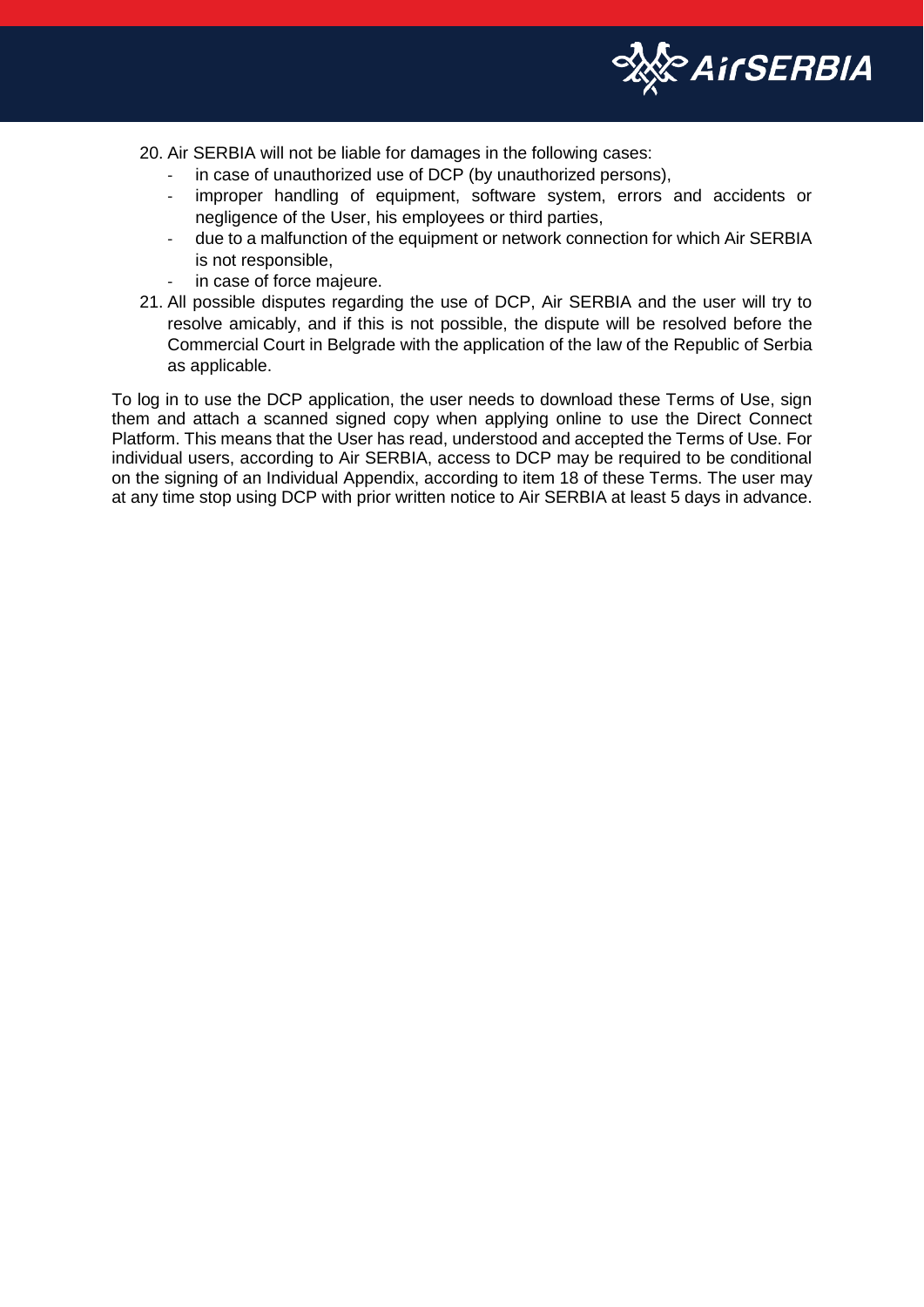20. Air SERBIA will not be liable for damages in the following cases:
    - in case of unauthorized use of DCP (by unauthorized persons),
    - improper handling of equipment, software system, errors and accidents or negligence of the User, his employees or third parties,
    - due to a malfunction of the equipment or network connection for which Air SERBIA is not responsible,
    - in case of force majeure.
21. All possible disputes regarding the use of DCP, Air SERBIA and the user will try to resolve amicably, and if this is not possible, the dispute will be resolved before the Commercial Court in Belgrade with the application of the law of the Republic of Serbia as applicable.

To log in to use the DCP application, the user needs to download these Terms of Use, sign them and attach a scanned signed copy when applying online to use the Direct Connect Platform. This means that the User has read, understood and accepted the Terms of Use. For individual users, according to Air SERBIA, access to DCP may be required to be conditional on the signing of an Individual Appendix, according to item 18 of these Terms. The user may at any time stop using DCP with prior written notice to Air SERBIA at least 5 days in advance.